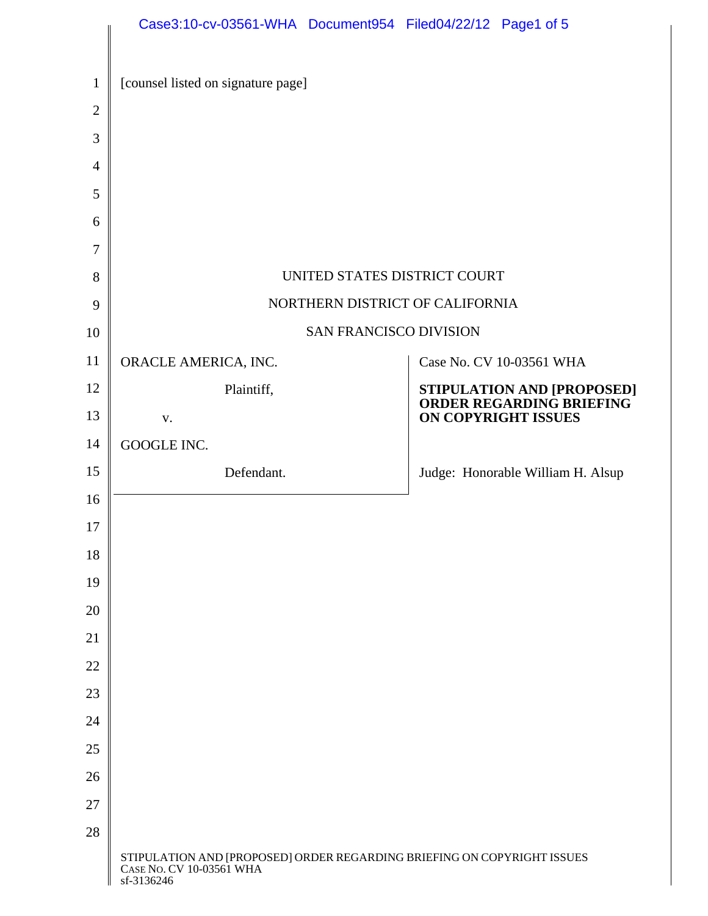[counsel listed on signature page]

UNITED STATES DISTRICT COURT

NORTHERN DISTRICT OF CALIFORNIA

SAN FRANCISCO DIVISION

| | |
|---|---|
| ORACLE AMERICA, INC.<br><br>Plaintiff,<br><br>v.<br><br>GOOGLE INC.<br><br>Defendant. | Case No. CV 10-03561 WHA<br><br>**STIPULATION AND [PROPOSED] ORDER REGARDING BRIEFING ON COPYRIGHT ISSUES**<br><br>Judge: Honorable William H. Alsup |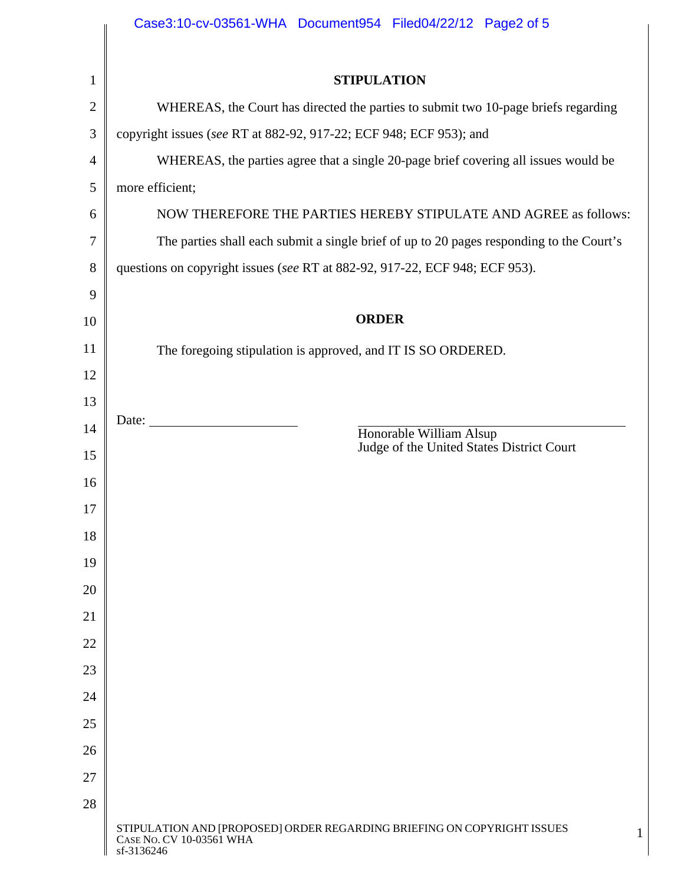## STIPULATION

WHEREAS, the Court has directed the parties to submit two 10-page briefs regarding copyright issues (*see* RT at 882-92, 917-22; ECF 948; ECF 953); and

WHEREAS, the parties agree that a single 20-page brief covering all issues would be more efficient;

NOW THEREFORE THE PARTIES HEREBY STIPULATE AND AGREE as follows:

The parties shall each submit a single brief of up to 20 pages responding to the Court's questions on copyright issues (*see* RT at 882-92, 917-22, ECF 948; ECF 953).

## ORDER

The foregoing stipulation is approved, and IT IS SO ORDERED.

Date: ____________________

____________________________________
Honorable William Alsup
Judge of the United States District Court

STIPULATION AND [PROPOSED] ORDER REGARDING BRIEFING ON COPYRIGHT ISSUES
CASE NO. CV 10-03561 WHA
sf-3136246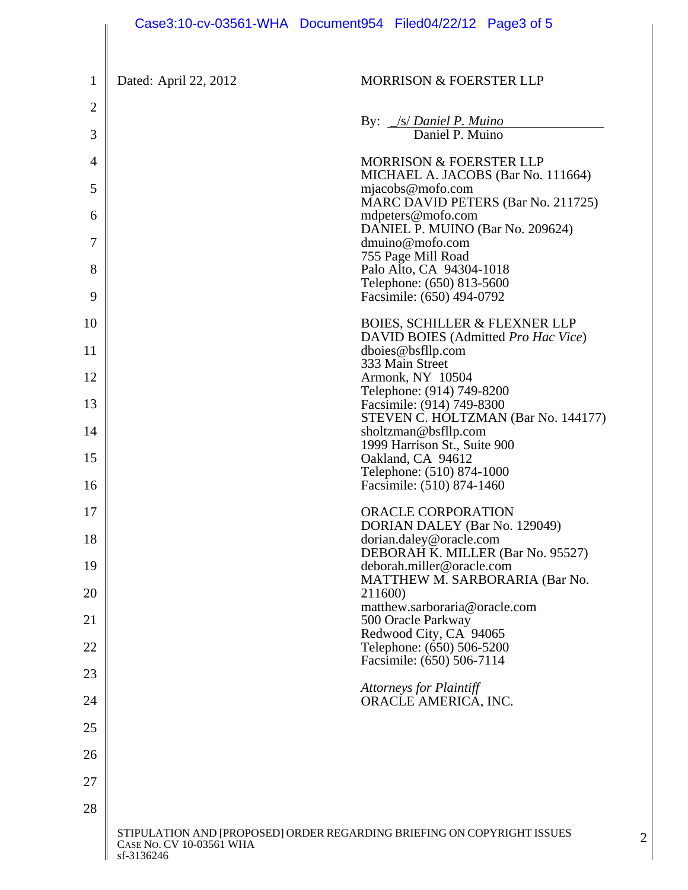Dated: April 22, 2012

MORRISON & FOERSTER LLP

By: _/s/ *Daniel P. Muino*
Daniel P. Muino

MORRISON & FOERSTER LLP
MICHAEL A. JACOBS (Bar No. 111664)
mjacobs@mofo.com
MARC DAVID PETERS (Bar No. 211725)
mdpeters@mofo.com
DANIEL P. MUINO (Bar No. 209624)
dmuino@mofo.com
755 Page Mill Road
Palo Alto, CA 94304-1018
Telephone: (650) 813-5600
Facsimile: (650) 494-0792

BOIES, SCHILLER & FLEXNER LLP
DAVID BOIES (Admitted *Pro Hac Vice*)
dboies@bsfllp.com
333 Main Street
Armonk, NY 10504
Telephone: (914) 749-8200
Facsimile: (914) 749-8300
STEVEN C. HOLTZMAN (Bar No. 144177)
sholtzman@bsfllp.com
1999 Harrison St., Suite 900
Oakland, CA 94612
Telephone: (510) 874-1000
Facsimile: (510) 874-1460

ORACLE CORPORATION
DORIAN DALEY (Bar No. 129049)
dorian.daley@oracle.com
DEBORAH K. MILLER (Bar No. 95527)
deborah.miller@oracle.com
MATTHEW M. SARBORARIA (Bar No. 211600)
matthew.sarboraria@oracle.com
500 Oracle Parkway
Redwood City, CA 94065
Telephone: (650) 506-5200
Facsimile: (650) 506-7114

*Attorneys for Plaintiff*
ORACLE AMERICA, INC.

STIPULATION AND [PROPOSED] ORDER REGARDING BRIEFING ON COPYRIGHT ISSUES
CASE NO. CV 10-03561 WHA
sf-3136246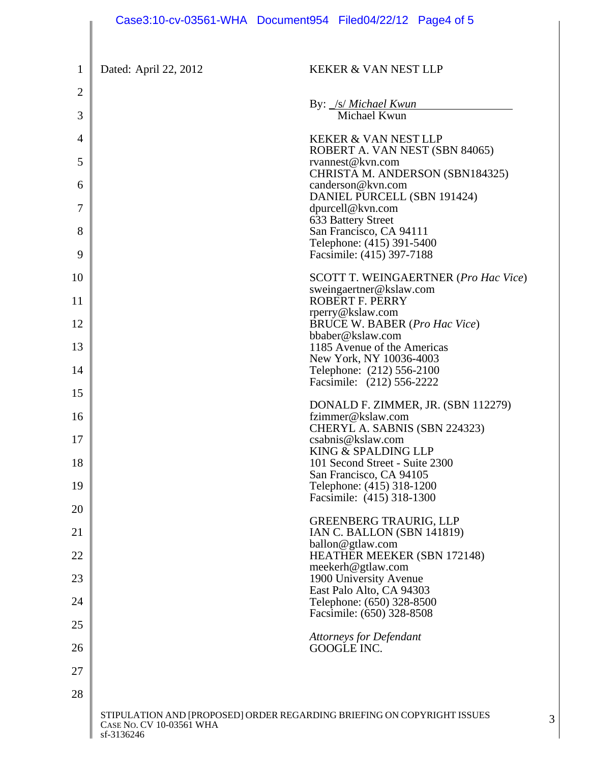Dated: April 22, 2012

KEKER & VAN NEST LLP

By: /s/ *Michael Kwun*
Michael Kwun

KEKER & VAN NEST LLP
ROBERT A. VAN NEST (SBN 84065)
rvannest@kvn.com
CHRISTA M. ANDERSON (SBN184325)
canderson@kvn.com
DANIEL PURCELL (SBN 191424)
dpurcell@kvn.com
633 Battery Street
San Francisco, CA 94111
Telephone: (415) 391-5400
Facsimile: (415) 397-7188

SCOTT T. WEINGAERTNER (*Pro Hac Vice*)
sweingaertner@kslaw.com
ROBERT F. PERRY
rperry@kslaw.com
BRUCE W. BABER (*Pro Hac Vice*)
bbaber@kslaw.com
1185 Avenue of the Americas
New York, NY 10036-4003
Telephone: (212) 556-2100
Facsimile: (212) 556-2222

DONALD F. ZIMMER, JR. (SBN 112279)
fzimmer@kslaw.com
CHERYL A. SABNIS (SBN 224323)
csabnis@kslaw.com
KING & SPALDING LLP
101 Second Street - Suite 2300
San Francisco, CA 94105
Telephone: (415) 318-1200
Facsimile: (415) 318-1300

GREENBERG TRAURIG, LLP
IAN C. BALLON (SBN 141819)
ballon@gtlaw.com
HEATHER MEEKER (SBN 172148)
meekerh@gtlaw.com
1900 University Avenue
East Palo Alto, CA 94303
Telephone: (650) 328-8500
Facsimile: (650) 328-8508

*Attorneys for Defendant*
GOOGLE INC.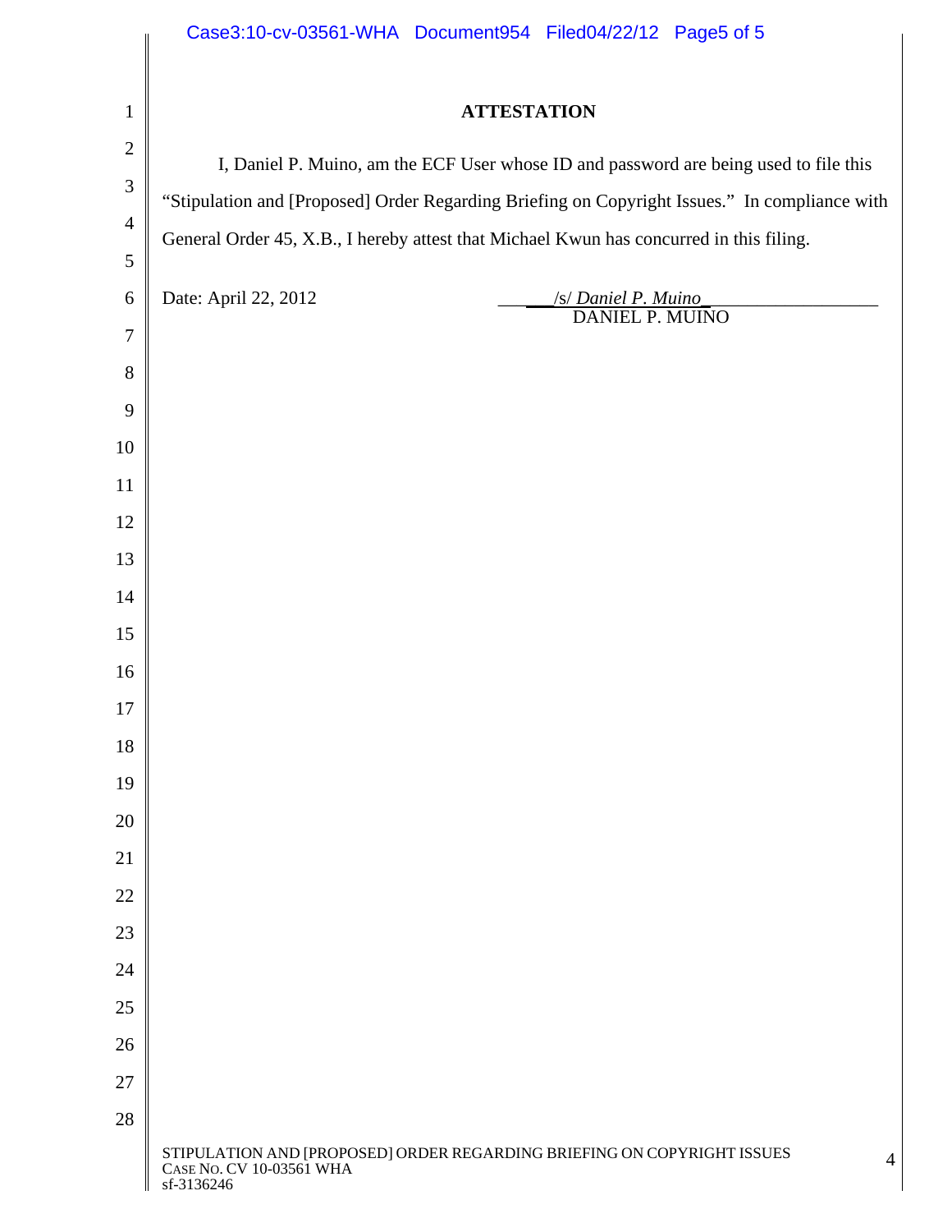# ATTESTATION

I, Daniel P. Muino, am the ECF User whose ID and password are being used to file this "Stipulation and [Proposed] Order Regarding Briefing on Copyright Issues." In compliance with General Order 45, X.B., I hereby attest that Michael Kwun has concurred in this filing.

Date: April 22, 2012

/s/ *Daniel P. Muino*
DANIEL P. MUINO

STIPULATION AND [PROPOSED] ORDER REGARDING BRIEFING ON COPYRIGHT ISSUES
CASE NO. CV 10-03561 WHA
sf-3136246